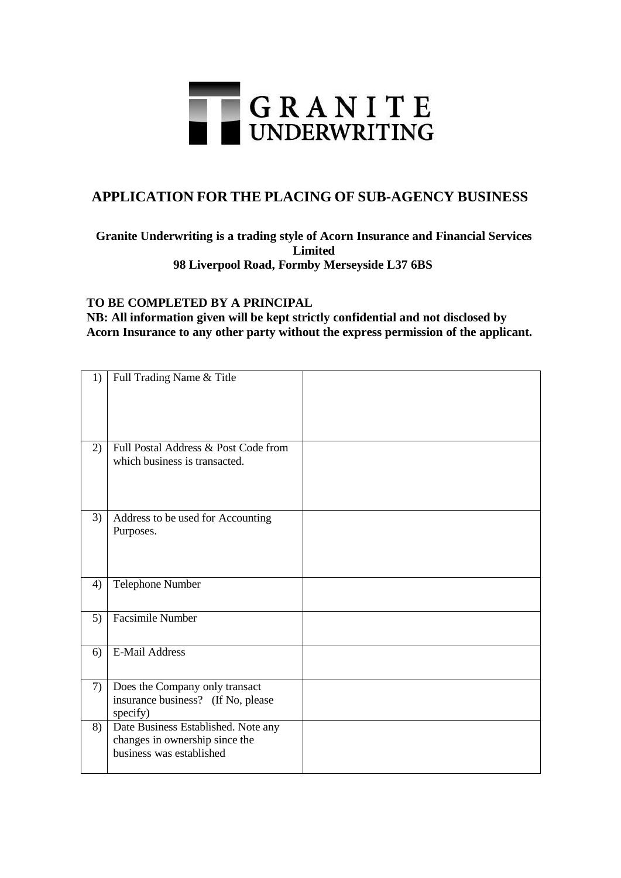GRANITE UNDERWRITING

# APPLICATION FOR THE PLACING OF SUB-AGENCY BUSINESS

**Granite Underwriting is a trading style of Acorn Insurance and Financial Services Limited**
**98 Liverpool Road, Formby Merseyside L37 6BS**

**TO BE COMPLETED BY A PRINCIPAL**
**NB: All information given will be kept strictly confidential and not disclosed by Acorn Insurance to any other party without the express permission of the applicant.**

| | | |
|---|---|---|
| 1) | Full Trading Name & Title | |
| 2) | Full Postal Address & Post Code from which business is transacted. | |
| 3) | Address to be used for Accounting Purposes. | |
| 4) | Telephone Number | |
| 5) | Facsimile Number | |
| 6) | E-Mail Address | |
| 7) | Does the Company only transact insurance business? (If No, please specify) | |
| 8) | Date Business Established. Note any changes in ownership since the business was established | |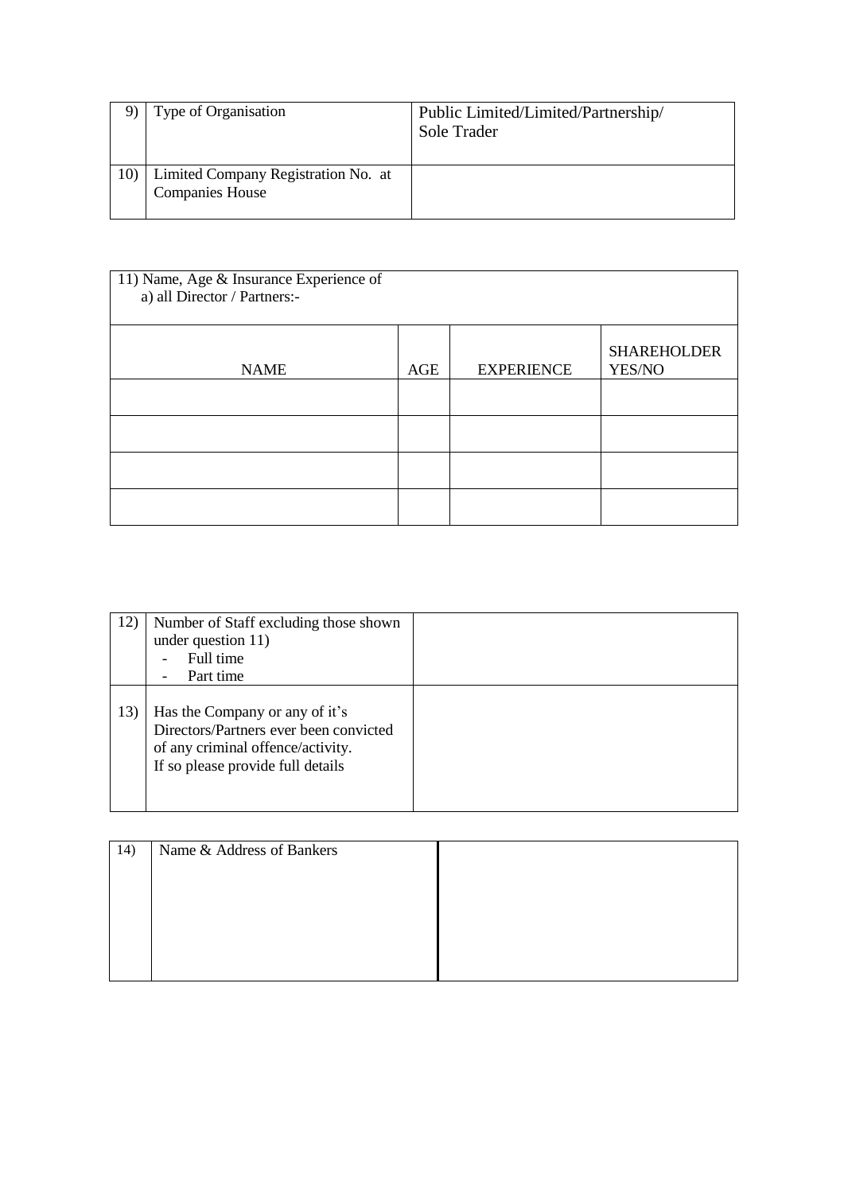| 9) | Type of Organisation | Public Limited/Limited/Partnership/ Sole Trader |
|---|---|---|
| 10) | Limited Company Registration No. at Companies House | |

| 11) Name, Age & Insurance Experience of a) all Director / Partners:- | | | |
|---|---|---|---|
| NAME | AGE | EXPERIENCE | SHAREHOLDER YES/NO |
| | | | |
| | | | |
| | | | |
| | | | |

| 12) | Number of Staff excluding those shown under question 11)<br>- Full time<br>- Part time | |
|---|---|---|
| 13) | Has the Company or any of it's Directors/Partners ever been convicted of any criminal offence/activity. If so please provide full details | |

| 14) | Name & Address of Bankers | |
|---|---|---|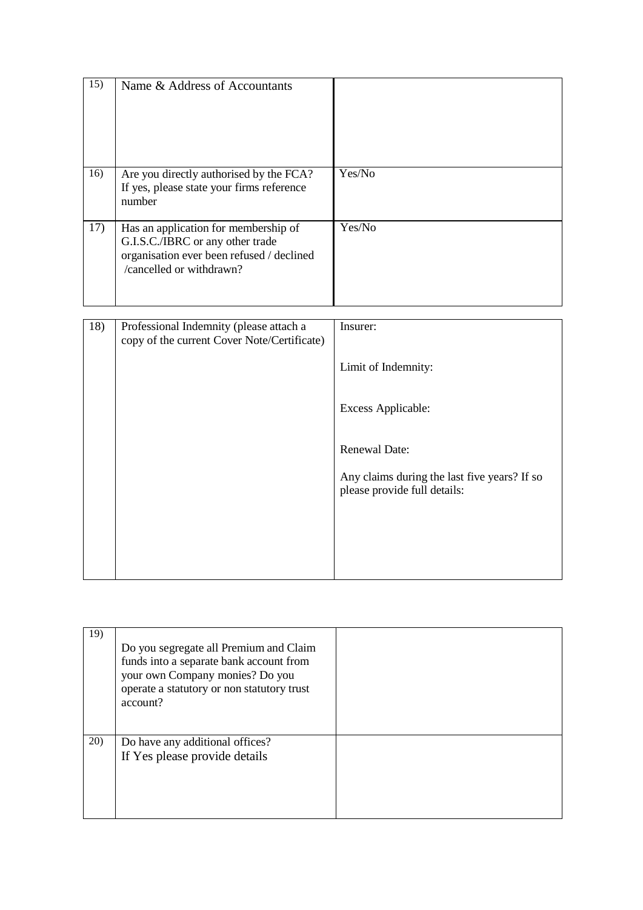| | | |
|---|---|---|
| 15) | Name & Address of Accountants | |
| 16) | Are you directly authorised by the FCA? If yes, please state your firms reference number | Yes/No |
| 17) | Has an application for membership of G.I.S.C./IBRC or any other trade organisation ever been refused / declined /cancelled or withdrawn? | Yes/No |

| | | |
|---|---|---|
| 18) | Professional Indemnity (please attach a copy of the current Cover Note/Certificate) | Insurer:<br><br>Limit of Indemnity:<br><br>Excess Applicable:<br><br>Renewal Date:<br><br>Any claims during the last five years? If so please provide full details: |

| | | |
|---|---|---|
| 19) | Do you segregate all Premium and Claim funds into a separate bank account from your own Company monies? Do you operate a statutory or non statutory trust account? | |
| 20) | Do have any additional offices?<br>If Yes please provide details | |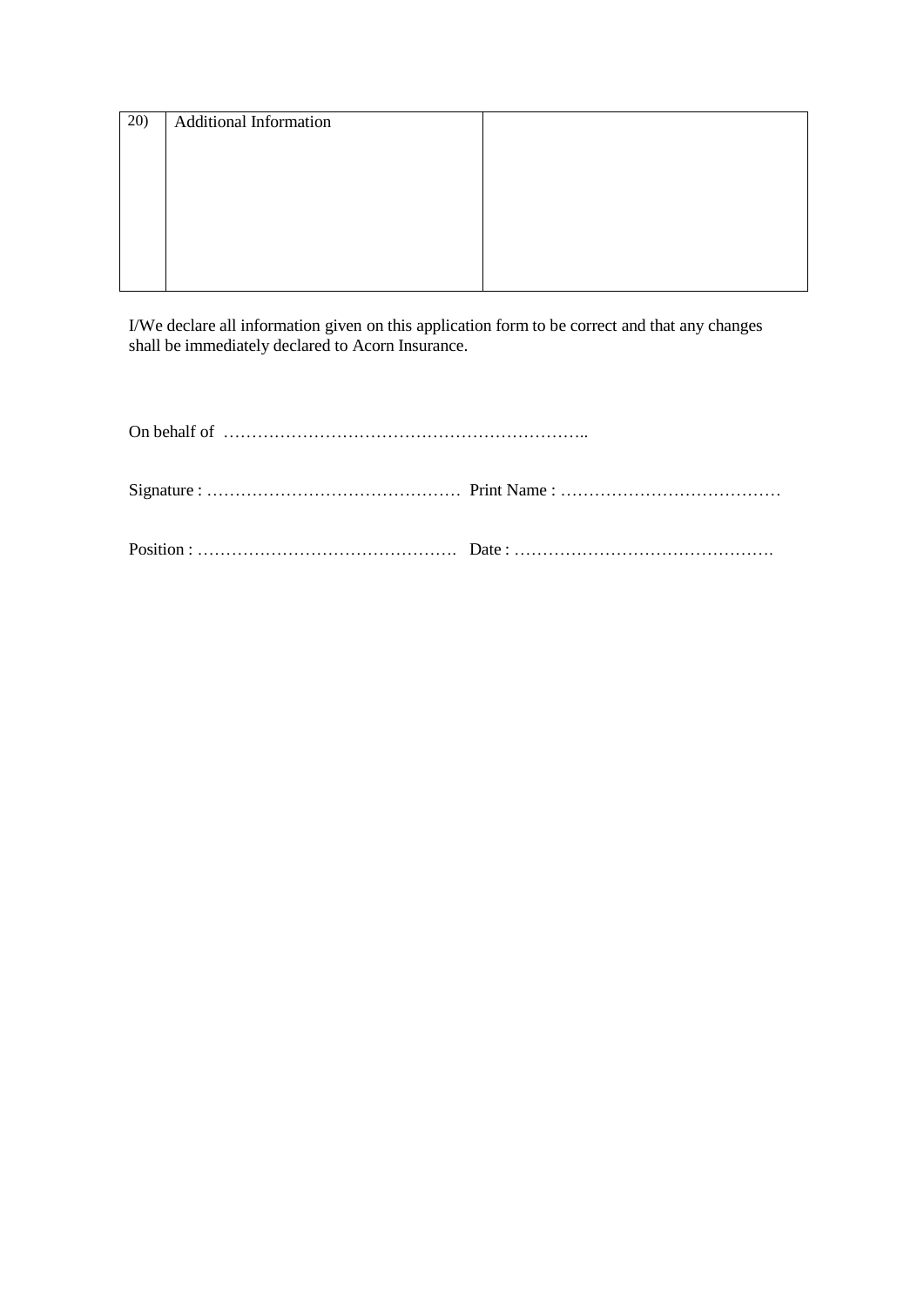| | | |
|---|---|---|
| 20) | Additional Information | |

I/We declare all information given on this application form to be correct and that any changes shall be immediately declared to Acorn Insurance.

On behalf of ………………………………………………………..

Signature : ……………………………………… Print Name : …………………………………

Position : ………………………………………. Date : ……………………………………….